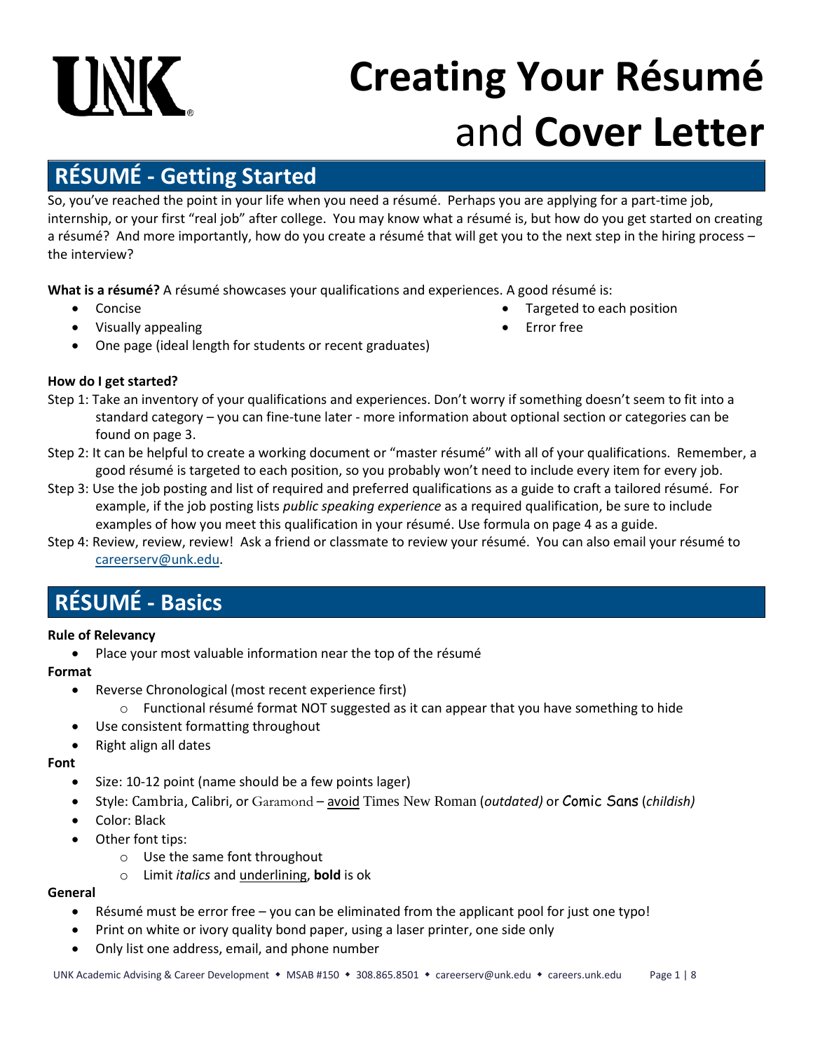# Creating Your Résumé and Cover Letter

## RÉSUMÉ - Getting Started

So, you've reached the point in your life when you need a résumé. Perhaps you are applying for a part-time job, internship, or your first "real job" after college. You may know what a résumé is, but how do you get started on creating a résumé? And more importantly, how do you create a résumé that will get you to the next step in the hiring process – the interview?

**What is a résumé?** A résumé showcases your qualifications and experiences. A good résumé is:

- Concise
- Visually appealing
- One page (ideal length for students or recent graduates)
- Targeted to each position
- Error free

**How do I get started?**

Step 1: Take an inventory of your qualifications and experiences. Don't worry if something doesn't seem to fit into a standard category – you can fine-tune later - more information about optional section or categories can be found on page 3.

Step 2: It can be helpful to create a working document or "master résumé" with all of your qualifications. Remember, a good résumé is targeted to each position, so you probably won't need to include every item for every job.

Step 3: Use the job posting and list of required and preferred qualifications as a guide to craft a tailored résumé. For example, if the job posting lists *public speaking experience* as a required qualification, be sure to include examples of how you meet this qualification in your résumé. Use formula on page 4 as a guide.

Step 4: Review, review, review! Ask a friend or classmate to review your résumé. You can also email your résumé to careerserv@unk.edu.

## RÉSUMÉ - Basics

**Rule of Relevancy**

- Place your most valuable information near the top of the résumé

**Format**

- Reverse Chronological (most recent experience first)
  - Functional résumé format NOT suggested as it can appear that you have something to hide
- Use consistent formatting throughout
- Right align all dates

**Font**

- Size: 10-12 point (name should be a few points lager)
- Style: Cambria, Calibri, or Garamond – avoid Times New Roman (*outdated)* or Comic Sans (*childish)*
- Color: Black
- Other font tips:
  - Use the same font throughout
  - Limit *italics* and underlining, **bold** is ok

**General**

- Résumé must be error free – you can be eliminated from the applicant pool for just one typo!
- Print on white or ivory quality bond paper, using a laser printer, one side only
- Only list one address, email, and phone number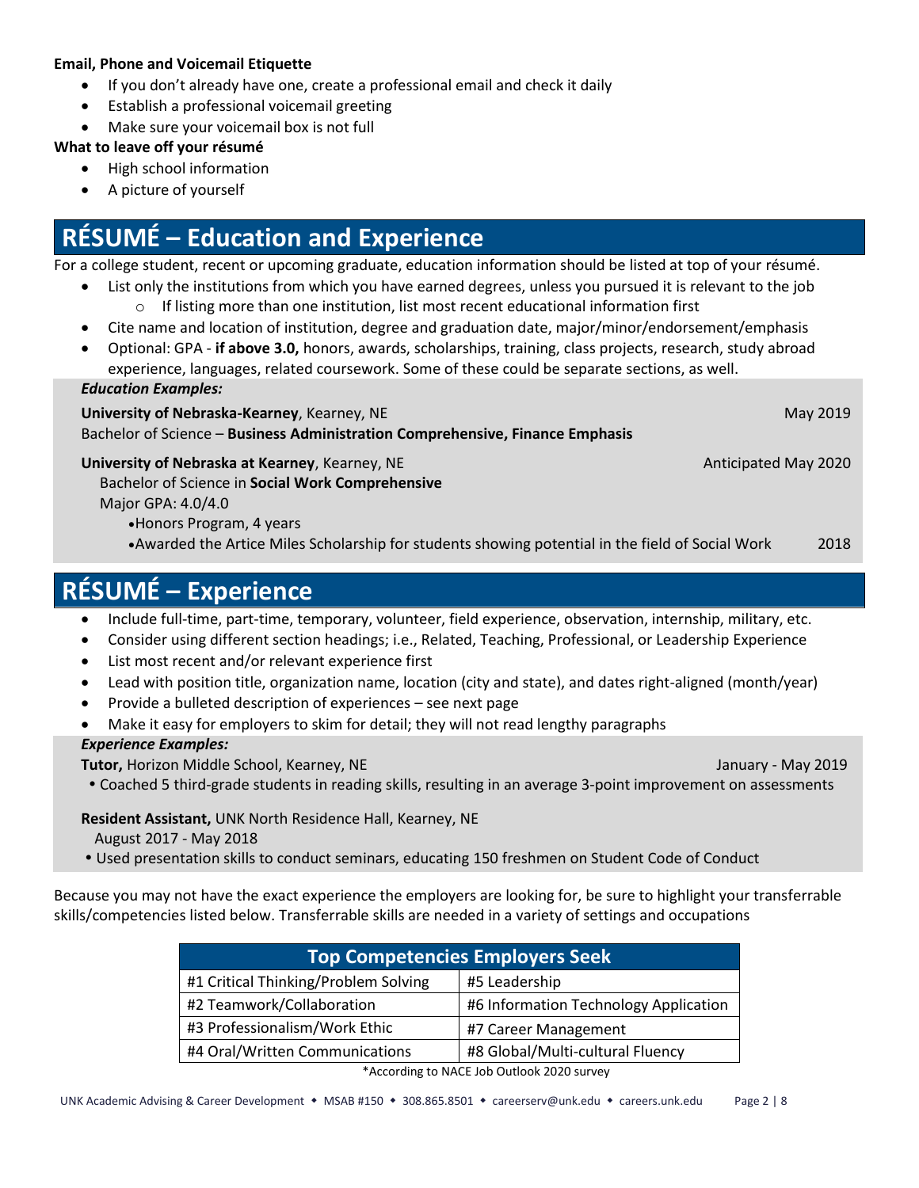**Email, Phone and Voicemail Etiquette**

- If you don't already have one, create a professional email and check it daily
- Establish a professional voicemail greeting
- Make sure your voicemail box is not full

**What to leave off your résumé**

- High school information
- A picture of yourself

# RÉSUMÉ – Education and Experience

For a college student, recent or upcoming graduate, education information should be listed at top of your résumé.

- List only the institutions from which you have earned degrees, unless you pursued it is relevant to the job
  - If listing more than one institution, list most recent educational information first
- Cite name and location of institution, degree and graduation date, major/minor/endorsement/emphasis
- Optional: GPA - **if above 3.0,** honors, awards, scholarships, training, class projects, research, study abroad experience, languages, related coursework. Some of these could be separate sections, as well.

***Education Examples:***

**University of Nebraska-Kearney**, Kearney, NE — May 2019
Bachelor of Science – **Business Administration Comprehensive, Finance Emphasis**

**University of Nebraska at Kearney**, Kearney, NE — Anticipated May 2020
Bachelor of Science in **Social Work Comprehensive**
Major GPA: 4.0/4.0

- Honors Program, 4 years
- Awarded the Artice Miles Scholarship for students showing potential in the field of Social Work — 2018

# RÉSUMÉ – Experience

- Include full-time, part-time, temporary, volunteer, field experience, observation, internship, military, etc.
- Consider using different section headings; i.e., Related, Teaching, Professional, or Leadership Experience
- List most recent and/or relevant experience first
- Lead with position title, organization name, location (city and state), and dates right-aligned (month/year)
- Provide a bulleted description of experiences – see next page
- Make it easy for employers to skim for detail; they will not read lengthy paragraphs

***Experience Examples:***

**Tutor,** Horizon Middle School, Kearney, NE — January - May 2019

- Coached 5 third-grade students in reading skills, resulting in an average 3-point improvement on assessments

**Resident Assistant,** UNK North Residence Hall, Kearney, NE
August 2017 - May 2018

- Used presentation skills to conduct seminars, educating 150 freshmen on Student Code of Conduct

Because you may not have the exact experience the employers are looking for, be sure to highlight your transferrable skills/competencies listed below. Transferrable skills are needed in a variety of settings and occupations

| Top Competencies Employers Seek | |
|---|---|
| #1 Critical Thinking/Problem Solving | #5 Leadership |
| #2 Teamwork/Collaboration | #6 Information Technology Application |
| #3 Professionalism/Work Ethic | #7 Career Management |
| #4 Oral/Written Communications | #8 Global/Multi-cultural Fluency |

*According to NACE Job Outlook 2020 survey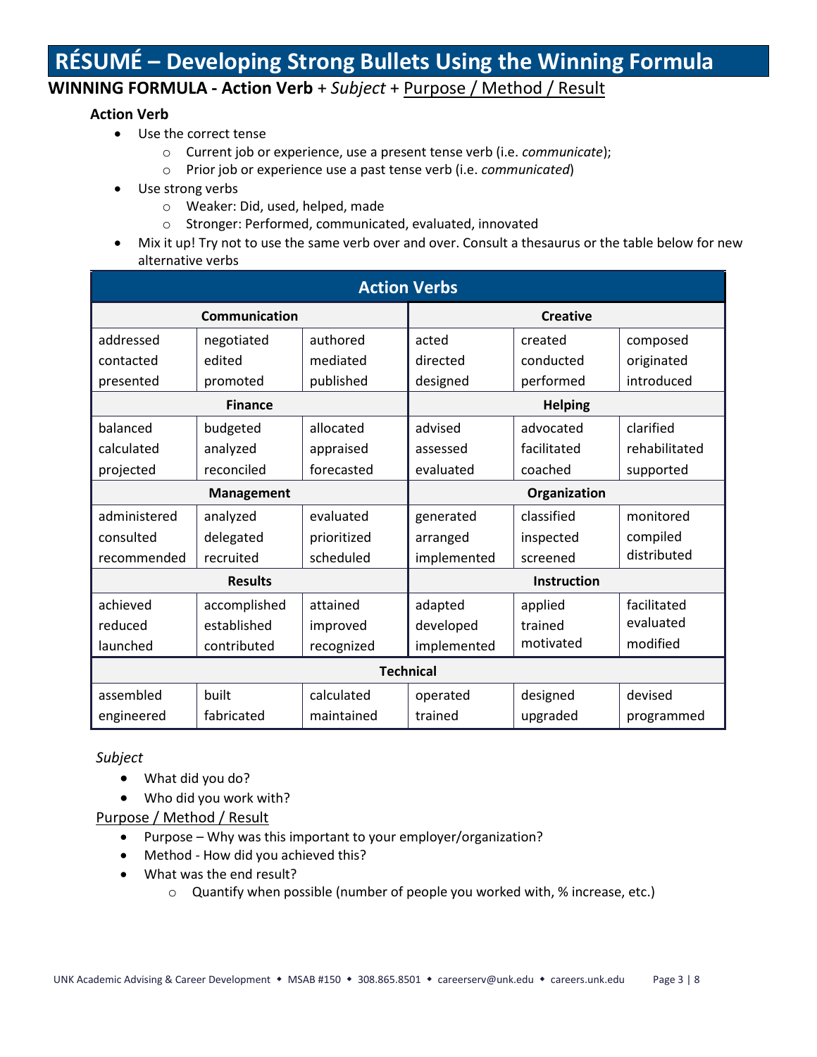# RÉSUMÉ – Developing Strong Bullets Using the Winning Formula

## WINNING FORMULA - Action Verb + *Subject* + Purpose / Method / Result

### Action Verb

- Use the correct tense
  - Current job or experience, use a present tense verb (i.e. *communicate*);
  - Prior job or experience use a past tense verb (i.e. *communicated*)
- Use strong verbs
  - Weaker: Did, used, helped, made
  - Stronger: Performed, communicated, evaluated, innovated
- Mix it up! Try not to use the same verb over and over. Consult a thesaurus or the table below for new alternative verbs

**Action Verbs**

| Communication | | | Creative | | |
|---|---|---|---|---|---|
| addressed<br>contacted<br>presented | negotiated<br>edited<br>promoted | authored<br>mediated<br>published | acted<br>directed<br>designed | created<br>conducted<br>performed | composed<br>originated<br>introduced |
| **Finance** | | | **Helping** | | |
| balanced<br>calculated<br>projected | budgeted<br>analyzed<br>reconciled | allocated<br>appraised<br>forecasted | advised<br>assessed<br>evaluated | advocated<br>facilitated<br>coached | clarified<br>rehabilitated<br>supported |
| **Management** | | | **Organization** | | |
| administered<br>consulted<br>recommended | analyzed<br>delegated<br>recruited | evaluated<br>prioritized<br>scheduled | generated<br>arranged<br>implemented | classified<br>inspected<br>screened | monitored<br>compiled<br>distributed |
| **Results** | | | **Instruction** | | |
| achieved<br>reduced<br>launched | accomplished<br>established<br>contributed | attained<br>improved<br>recognized | adapted<br>developed<br>implemented | applied<br>trained<br>motivated | facilitated<br>evaluated<br>modified |
| **Technical** | | | | | |
| assembled<br>engineered | built<br>fabricated | calculated<br>maintained | operated<br>trained | designed<br>upgraded | devised<br>programmed |

*Subject*

- What did you do?
- Who did you work with?

Purpose / Method / Result

- Purpose – Why was this important to your employer/organization?
- Method - How did you achieved this?
- What was the end result?
  - Quantify when possible (number of people you worked with, % increase, etc.)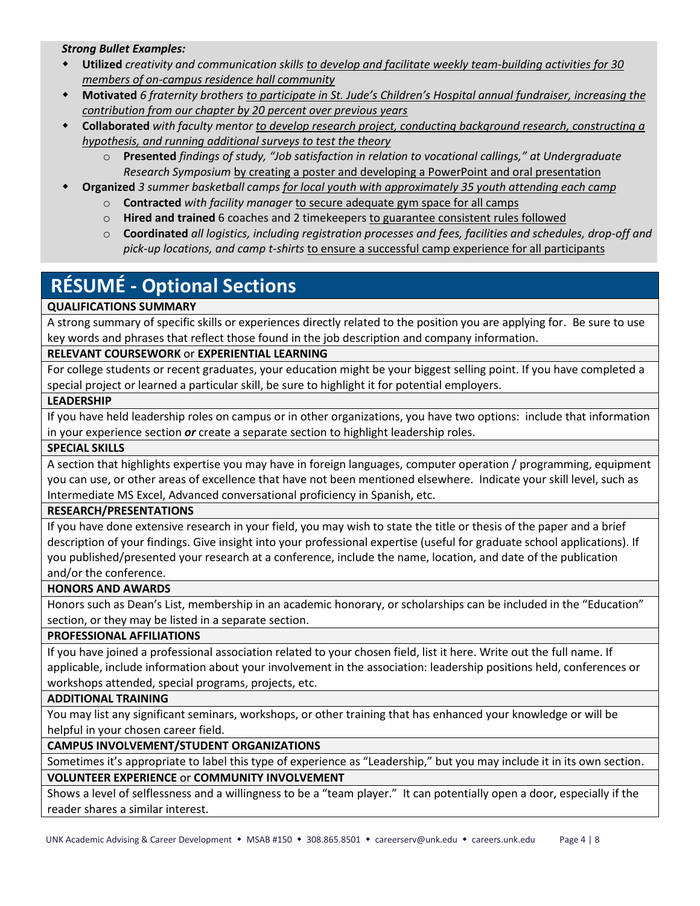***Strong Bullet Examples:***

- **Utilized** *creativity and communication skills* <u>*to develop and facilitate weekly team-building activities for 30 members of on-campus residence hall community*</u>
- **Motivated** *6 fraternity brothers* <u>*to participate in St. Jude's Children's Hospital annual fundraiser, increasing the contribution from our chapter by 20 percent over previous years*</u>
- **Collaborated** *with faculty mentor* <u>*to develop research project, conducting background research, constructing a hypothesis, and running additional surveys to test the theory*</u>
  - **Presented** *findings of study, "Job satisfaction in relation to vocational callings," at Undergraduate Research Symposium* <u>by creating a poster and developing a PowerPoint and oral presentation</u>
- **Organized** *3 summer basketball camps* <u>*for local youth with approximately 35 youth attending each camp*</u>
  - **Contracted** *with facility manager* <u>to secure adequate gym space for all camps</u>
  - **Hired and trained** 6 coaches and 2 timekeepers <u>to guarantee consistent rules followed</u>
  - **Coordinated** *all logistics, including registration processes and fees, facilities and schedules, drop-off and pick-up locations, and camp t-shirts* <u>to ensure a successful camp experience for all participants</u>

# RÉSUMÉ - Optional Sections

**QUALIFICATIONS SUMMARY**

A strong summary of specific skills or experiences directly related to the position you are applying for. Be sure to use key words and phrases that reflect those found in the job description and company information.

**RELEVANT COURSEWORK** or **EXPERIENTIAL LEARNING**

For college students or recent graduates, your education might be your biggest selling point. If you have completed a special project or learned a particular skill, be sure to highlight it for potential employers.

**LEADERSHIP**

If you have held leadership roles on campus or in other organizations, you have two options: include that information in your experience section ***or*** create a separate section to highlight leadership roles.

**SPECIAL SKILLS**

A section that highlights expertise you may have in foreign languages, computer operation / programming, equipment you can use, or other areas of excellence that have not been mentioned elsewhere. Indicate your skill level, such as Intermediate MS Excel, Advanced conversational proficiency in Spanish, etc.

**RESEARCH/PRESENTATIONS**

If you have done extensive research in your field, you may wish to state the title or thesis of the paper and a brief description of your findings. Give insight into your professional expertise (useful for graduate school applications). If you published/presented your research at a conference, include the name, location, and date of the publication and/or the conference.

**HONORS AND AWARDS**

Honors such as Dean's List, membership in an academic honorary, or scholarships can be included in the "Education" section, or they may be listed in a separate section.

**PROFESSIONAL AFFILIATIONS**

If you have joined a professional association related to your chosen field, list it here. Write out the full name. If applicable, include information about your involvement in the association: leadership positions held, conferences or workshops attended, special programs, projects, etc.

**ADDITIONAL TRAINING**

You may list any significant seminars, workshops, or other training that has enhanced your knowledge or will be helpful in your chosen career field.

**CAMPUS INVOLVEMENT/STUDENT ORGANIZATIONS**

Sometimes it's appropriate to label this type of experience as "Leadership," but you may include it in its own section.

**VOLUNTEER EXPERIENCE** or **COMMUNITY INVOLVEMENT**

Shows a level of selflessness and a willingness to be a "team player." It can potentially open a door, especially if the reader shares a similar interest.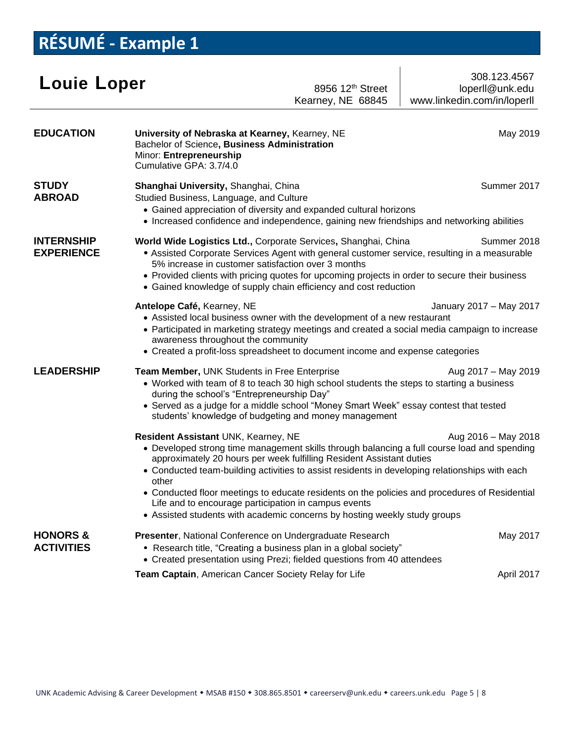# RÉSUMÉ - Example 1

## Louie Loper

8956 12th Street
Kearney, NE 68845

308.123.4567
loperll@unk.edu
www.linkedin.com/in/loperll

### EDUCATION

**University of Nebraska at Kearney,** Kearney, NE — May 2019
Bachelor of Science**, Business Administration**
Minor: **Entrepreneurship**
Cumulative GPA: 3.7/4.0

### STUDY ABROAD

**Shanghai University,** Shanghai, China — Summer 2017
Studied Business, Language, and Culture

- Gained appreciation of diversity and expanded cultural horizons
- Increased confidence and independence, gaining new friendships and networking abilities

### INTERNSHIP EXPERIENCE

**World Wide Logistics Ltd.,** Corporate Services**,** Shanghai, China — Summer 2018

- Assisted Corporate Services Agent with general customer service, resulting in a measurable 5% increase in customer satisfaction over 3 months
- Provided clients with pricing quotes for upcoming projects in order to secure their business
- Gained knowledge of supply chain efficiency and cost reduction

**Antelope Café,** Kearney, NE — January 2017 – May 2017

- Assisted local business owner with the development of a new restaurant
- Participated in marketing strategy meetings and created a social media campaign to increase awareness throughout the community
- Created a profit-loss spreadsheet to document income and expense categories

### LEADERSHIP

**Team Member,** UNK Students in Free Enterprise — Aug 2017 – May 2019

- Worked with team of 8 to teach 30 high school students the steps to starting a business during the school's "Entrepreneurship Day"
- Served as a judge for a middle school "Money Smart Week" essay contest that tested students' knowledge of budgeting and money management

**Resident Assistant** UNK, Kearney, NE — Aug 2016 – May 2018

- Developed strong time management skills through balancing a full course load and spending approximately 20 hours per week fulfilling Resident Assistant duties
- Conducted team-building activities to assist residents in developing relationships with each other
- Conducted floor meetings to educate residents on the policies and procedures of Residential Life and to encourage participation in campus events
- Assisted students with academic concerns by hosting weekly study groups

### HONORS & ACTIVITIES

**Presenter**, National Conference on Undergraduate Research — May 2017

- Research title, "Creating a business plan in a global society"
- Created presentation using Prezi; fielded questions from 40 attendees

**Team Captain**, American Cancer Society Relay for Life — April 2017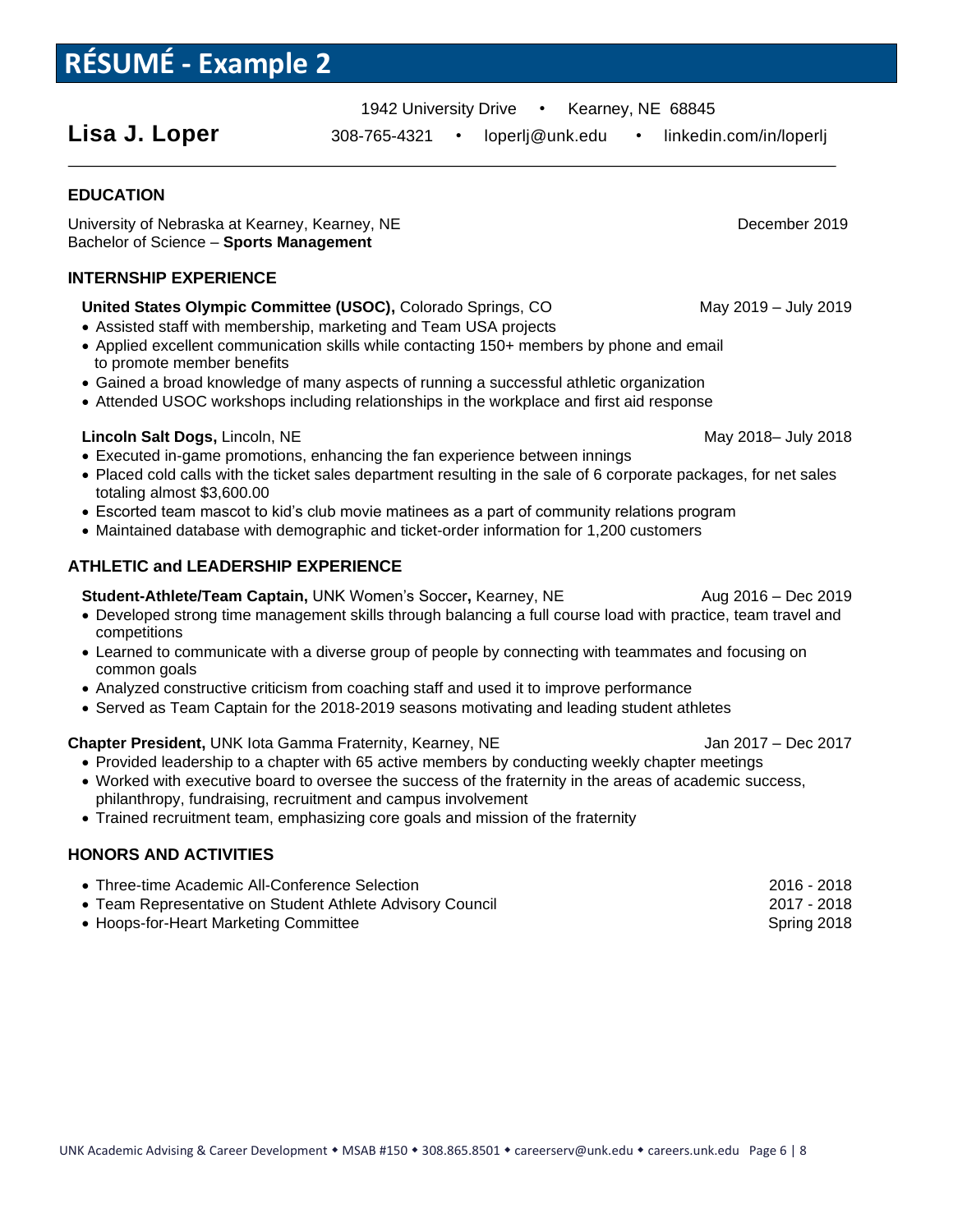# RÉSUMÉ - Example 2

## Lisa J. Loper

1942 University Drive • Kearney, NE 68845
308-765-4321 • loperlj@unk.edu • linkedin.com/in/loperlj

---

### EDUCATION

University of Nebraska at Kearney, Kearney, NE — December 2019
Bachelor of Science – **Sports Management**

### INTERNSHIP EXPERIENCE

**United States Olympic Committee (USOC),** Colorado Springs, CO — May 2019 – July 2019

- Assisted staff with membership, marketing and Team USA projects
- Applied excellent communication skills while contacting 150+ members by phone and email to promote member benefits
- Gained a broad knowledge of many aspects of running a successful athletic organization
- Attended USOC workshops including relationships in the workplace and first aid response

**Lincoln Salt Dogs,** Lincoln, NE — May 2018– July 2018

- Executed in-game promotions, enhancing the fan experience between innings
- Placed cold calls with the ticket sales department resulting in the sale of 6 corporate packages, for net sales totaling almost $3,600.00
- Escorted team mascot to kid's club movie matinees as a part of community relations program
- Maintained database with demographic and ticket-order information for 1,200 customers

### ATHLETIC and LEADERSHIP EXPERIENCE

**Student-Athlete/Team Captain,** UNK Women's Soccer**,** Kearney, NE — Aug 2016 – Dec 2019

- Developed strong time management skills through balancing a full course load with practice, team travel and competitions
- Learned to communicate with a diverse group of people by connecting with teammates and focusing on common goals
- Analyzed constructive criticism from coaching staff and used it to improve performance
- Served as Team Captain for the 2018-2019 seasons motivating and leading student athletes

**Chapter President,** UNK Iota Gamma Fraternity, Kearney, NE — Jan 2017 – Dec 2017

- Provided leadership to a chapter with 65 active members by conducting weekly chapter meetings
- Worked with executive board to oversee the success of the fraternity in the areas of academic success, philanthropy, fundraising, recruitment and campus involvement
- Trained recruitment team, emphasizing core goals and mission of the fraternity

### HONORS AND ACTIVITIES

- Three-time Academic All-Conference Selection — 2016 - 2018
- Team Representative on Student Athlete Advisory Council — 2017 - 2018
- Hoops-for-Heart Marketing Committee — Spring 2018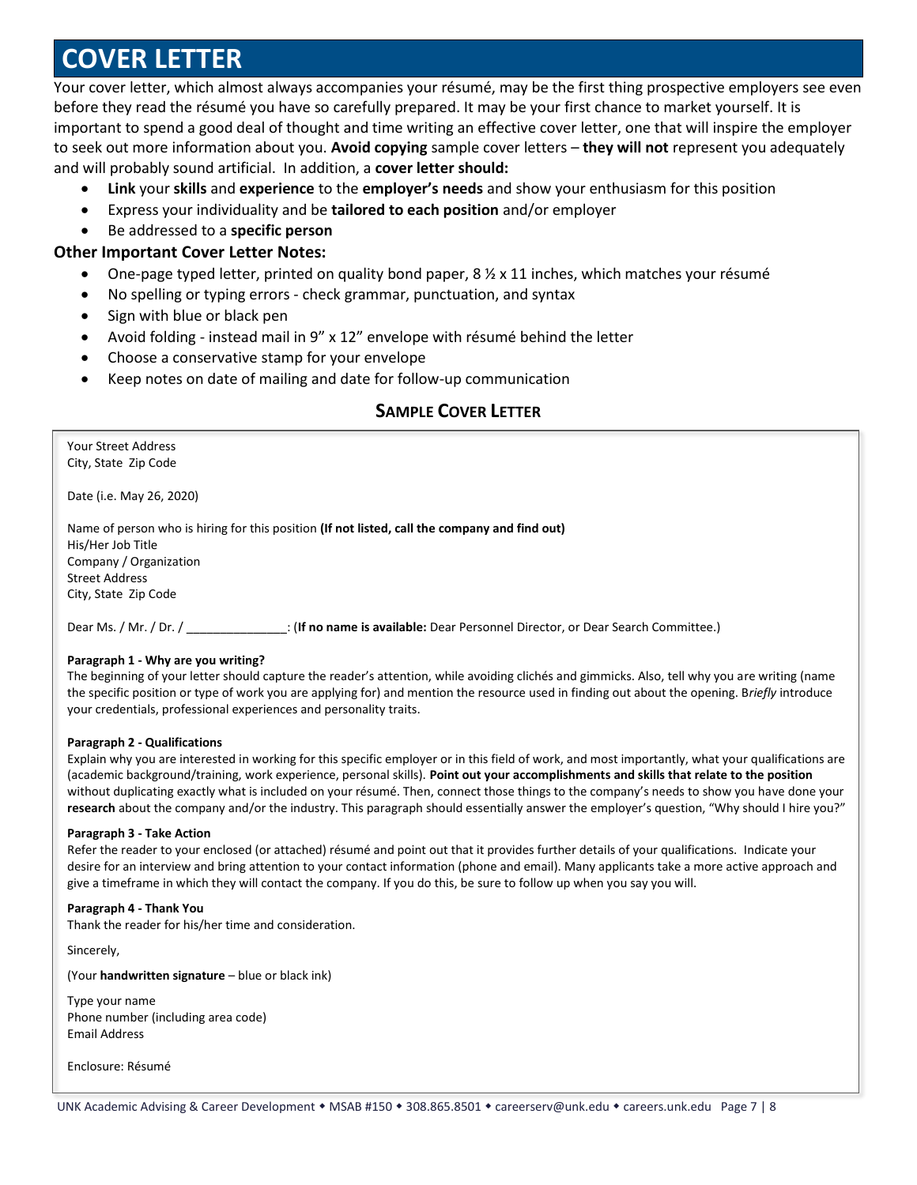# COVER LETTER

Your cover letter, which almost always accompanies your résumé, may be the first thing prospective employers see even before they read the résumé you have so carefully prepared. It may be your first chance to market yourself. It is important to spend a good deal of thought and time writing an effective cover letter, one that will inspire the employer to seek out more information about you. **Avoid copying** sample cover letters – **they will not** represent you adequately and will probably sound artificial. In addition, a **cover letter should:**

- **Link** your **skills** and **experience** to the **employer's needs** and show your enthusiasm for this position
- Express your individuality and be **tailored to each position** and/or employer
- Be addressed to a **specific person**

**Other Important Cover Letter Notes:**

- One-page typed letter, printed on quality bond paper, 8 ½ x 11 inches, which matches your résumé
- No spelling or typing errors - check grammar, punctuation, and syntax
- Sign with blue or black pen
- Avoid folding - instead mail in 9" x 12" envelope with résumé behind the letter
- Choose a conservative stamp for your envelope
- Keep notes on date of mailing and date for follow-up communication

## SAMPLE COVER LETTER

Your Street Address
City, State Zip Code

Date (i.e. May 26, 2020)

Name of person who is hiring for this position **(If not listed, call the company and find out)**
His/Her Job Title
Company / Organization
Street Address
City, State Zip Code

Dear Ms. / Mr. / Dr. / _______________: (**If no name is available:** Dear Personnel Director, or Dear Search Committee.)

**Paragraph 1 - Why are you writing?**
The beginning of your letter should capture the reader's attention, while avoiding clichés and gimmicks. Also, tell why you are writing (name the specific position or type of work you are applying for) and mention the resource used in finding out about the opening. B*riefly* introduce your credentials, professional experiences and personality traits.

**Paragraph 2 - Qualifications**
Explain why you are interested in working for this specific employer or in this field of work, and most importantly, what your qualifications are (academic background/training, work experience, personal skills). **Point out your accomplishments and skills that relate to the position** without duplicating exactly what is included on your résumé. Then, connect those things to the company's needs to show you have done your **research** about the company and/or the industry. This paragraph should essentially answer the employer's question, "Why should I hire you?"

**Paragraph 3 - Take Action**
Refer the reader to your enclosed (or attached) résumé and point out that it provides further details of your qualifications. Indicate your desire for an interview and bring attention to your contact information (phone and email). Many applicants take a more active approach and give a timeframe in which they will contact the company. If you do this, be sure to follow up when you say you will.

**Paragraph 4 - Thank You**
Thank the reader for his/her time and consideration.

Sincerely,

(Your **handwritten signature** – blue or black ink)

Type your name
Phone number (including area code)
Email Address

Enclosure: Résumé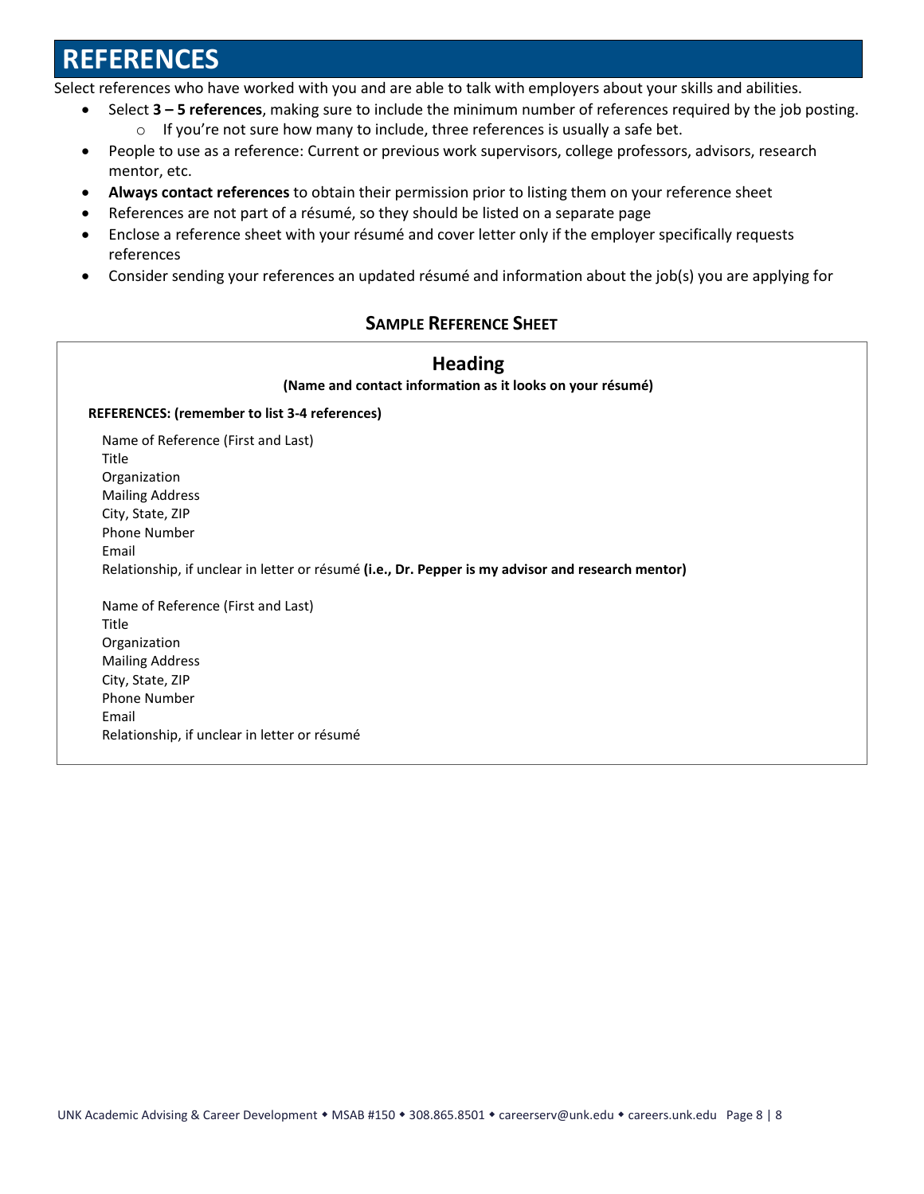# REFERENCES

Select references who have worked with you and are able to talk with employers about your skills and abilities.

- Select **3 – 5 references**, making sure to include the minimum number of references required by the job posting.
    - If you're not sure how many to include, three references is usually a safe bet.
- People to use as a reference: Current or previous work supervisors, college professors, advisors, research mentor, etc.
- **Always contact references** to obtain their permission prior to listing them on your reference sheet
- References are not part of a résumé, so they should be listed on a separate page
- Enclose a reference sheet with your résumé and cover letter only if the employer specifically requests references
- Consider sending your references an updated résumé and information about the job(s) you are applying for

### SAMPLE REFERENCE SHEET

**Heading**

**(Name and contact information as it looks on your résumé)**

**REFERENCES: (remember to list 3-4 references)**

Name of Reference (First and Last)
Title
Organization
Mailing Address
City, State, ZIP
Phone Number
Email
Relationship, if unclear in letter or résumé **(i.e., Dr. Pepper is my advisor and research mentor)**

Name of Reference (First and Last)
Title
Organization
Mailing Address
City, State, ZIP
Phone Number
Email
Relationship, if unclear in letter or résumé